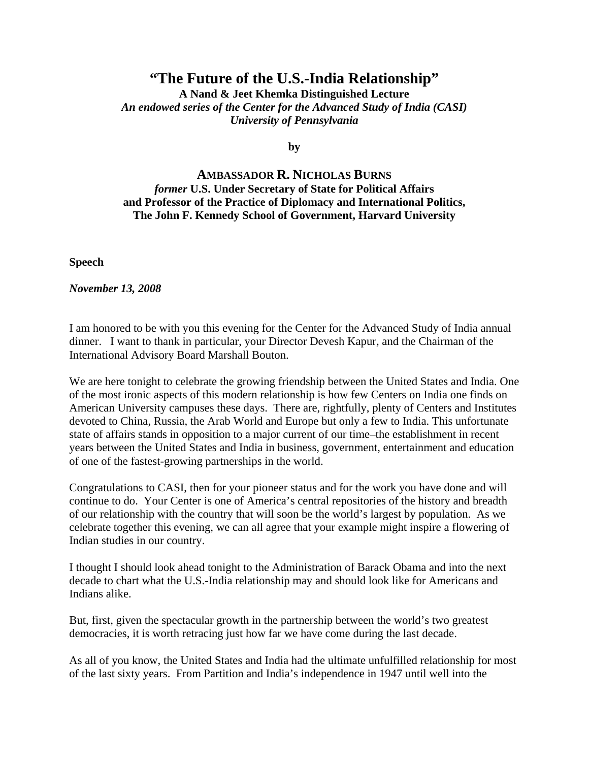# "The Future of the U.S.-India Relationship"

**A Nand & Jeet Khemka Distinguished Lecture**

***An endowed series of the Center for the Advanced Study of India (CASI)***

***University of Pennsylvania***

**by**

**AMBASSADOR R. NICHOLAS BURNS**

***former* U.S. Under Secretary of State for Political Affairs**
**and Professor of the Practice of Diplomacy and International Politics,**
**The John F. Kennedy School of Government, Harvard University**

**Speech**

***November 13, 2008***

I am honored to be with you this evening for the Center for the Advanced Study of India annual dinner. I want to thank in particular, your Director Devesh Kapur, and the Chairman of the International Advisory Board Marshall Bouton.

We are here tonight to celebrate the growing friendship between the United States and India. One of the most ironic aspects of this modern relationship is how few Centers on India one finds on American University campuses these days. There are, rightfully, plenty of Centers and Institutes devoted to China, Russia, the Arab World and Europe but only a few to India. This unfortunate state of affairs stands in opposition to a major current of our time–the establishment in recent years between the United States and India in business, government, entertainment and education of one of the fastest-growing partnerships in the world.

Congratulations to CASI, then for your pioneer status and for the work you have done and will continue to do. Your Center is one of America's central repositories of the history and breadth of our relationship with the country that will soon be the world's largest by population. As we celebrate together this evening, we can all agree that your example might inspire a flowering of Indian studies in our country.

I thought I should look ahead tonight to the Administration of Barack Obama and into the next decade to chart what the U.S.-India relationship may and should look like for Americans and Indians alike.

But, first, given the spectacular growth in the partnership between the world's two greatest democracies, it is worth retracing just how far we have come during the last decade.

As all of you know, the United States and India had the ultimate unfulfilled relationship for most of the last sixty years. From Partition and India's independence in 1947 until well into the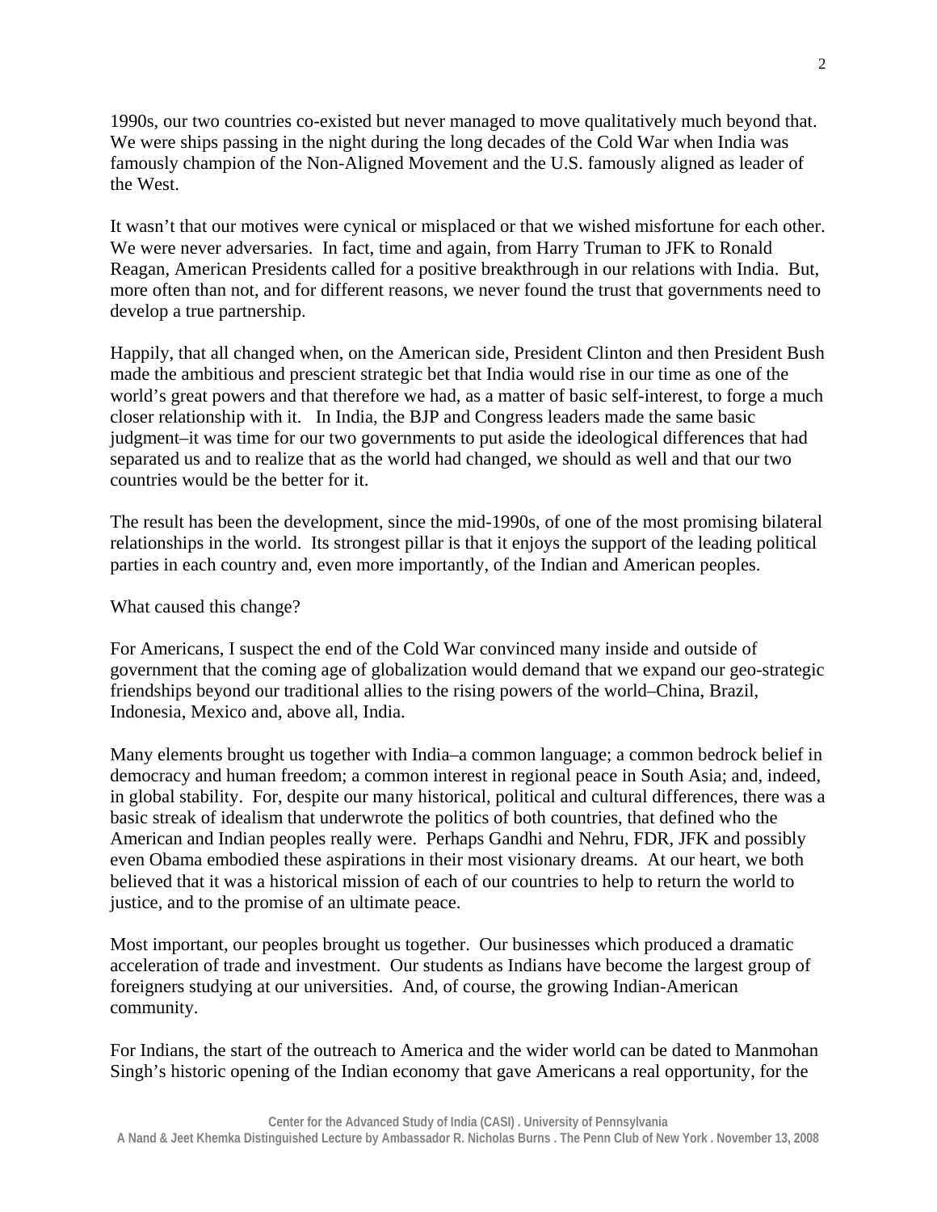1990s, our two countries co-existed but never managed to move qualitatively much beyond that. We were ships passing in the night during the long decades of the Cold War when India was famously champion of the Non-Aligned Movement and the U.S. famously aligned as leader of the West.

It wasn't that our motives were cynical or misplaced or that we wished misfortune for each other. We were never adversaries. In fact, time and again, from Harry Truman to JFK to Ronald Reagan, American Presidents called for a positive breakthrough in our relations with India. But, more often than not, and for different reasons, we never found the trust that governments need to develop a true partnership.

Happily, that all changed when, on the American side, President Clinton and then President Bush made the ambitious and prescient strategic bet that India would rise in our time as one of the world's great powers and that therefore we had, as a matter of basic self-interest, to forge a much closer relationship with it. In India, the BJP and Congress leaders made the same basic judgment–it was time for our two governments to put aside the ideological differences that had separated us and to realize that as the world had changed, we should as well and that our two countries would be the better for it.

The result has been the development, since the mid-1990s, of one of the most promising bilateral relationships in the world. Its strongest pillar is that it enjoys the support of the leading political parties in each country and, even more importantly, of the Indian and American peoples.

What caused this change?

For Americans, I suspect the end of the Cold War convinced many inside and outside of government that the coming age of globalization would demand that we expand our geo-strategic friendships beyond our traditional allies to the rising powers of the world–China, Brazil, Indonesia, Mexico and, above all, India.

Many elements brought us together with India–a common language; a common bedrock belief in democracy and human freedom; a common interest in regional peace in South Asia; and, indeed, in global stability. For, despite our many historical, political and cultural differences, there was a basic streak of idealism that underwrote the politics of both countries, that defined who the American and Indian peoples really were. Perhaps Gandhi and Nehru, FDR, JFK and possibly even Obama embodied these aspirations in their most visionary dreams. At our heart, we both believed that it was a historical mission of each of our countries to help to return the world to justice, and to the promise of an ultimate peace.

Most important, our peoples brought us together. Our businesses which produced a dramatic acceleration of trade and investment. Our students as Indians have become the largest group of foreigners studying at our universities. And, of course, the growing Indian-American community.

For Indians, the start of the outreach to America and the wider world can be dated to Manmohan Singh's historic opening of the Indian economy that gave Americans a real opportunity, for the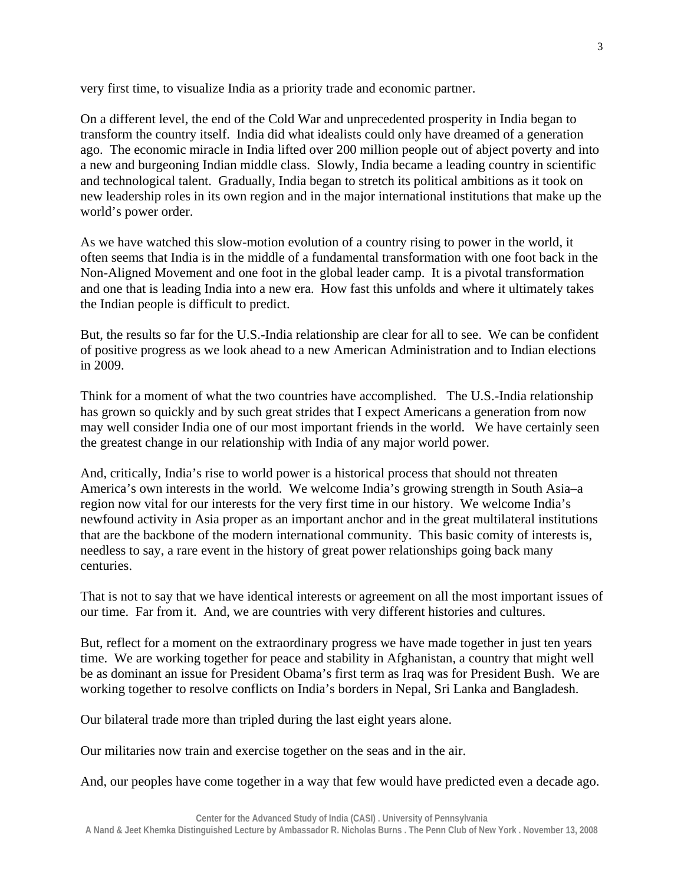very first time, to visualize India as a priority trade and economic partner.

On a different level, the end of the Cold War and unprecedented prosperity in India began to transform the country itself. India did what idealists could only have dreamed of a generation ago. The economic miracle in India lifted over 200 million people out of abject poverty and into a new and burgeoning Indian middle class. Slowly, India became a leading country in scientific and technological talent. Gradually, India began to stretch its political ambitions as it took on new leadership roles in its own region and in the major international institutions that make up the world's power order.

As we have watched this slow-motion evolution of a country rising to power in the world, it often seems that India is in the middle of a fundamental transformation with one foot back in the Non-Aligned Movement and one foot in the global leader camp. It is a pivotal transformation and one that is leading India into a new era. How fast this unfolds and where it ultimately takes the Indian people is difficult to predict.

But, the results so far for the U.S.-India relationship are clear for all to see. We can be confident of positive progress as we look ahead to a new American Administration and to Indian elections in 2009.

Think for a moment of what the two countries have accomplished. The U.S.-India relationship has grown so quickly and by such great strides that I expect Americans a generation from now may well consider India one of our most important friends in the world. We have certainly seen the greatest change in our relationship with India of any major world power.

And, critically, India's rise to world power is a historical process that should not threaten America's own interests in the world. We welcome India's growing strength in South Asia–a region now vital for our interests for the very first time in our history. We welcome India's newfound activity in Asia proper as an important anchor and in the great multilateral institutions that are the backbone of the modern international community. This basic comity of interests is, needless to say, a rare event in the history of great power relationships going back many centuries.

That is not to say that we have identical interests or agreement on all the most important issues of our time. Far from it. And, we are countries with very different histories and cultures.

But, reflect for a moment on the extraordinary progress we have made together in just ten years time. We are working together for peace and stability in Afghanistan, a country that might well be as dominant an issue for President Obama's first term as Iraq was for President Bush. We are working together to resolve conflicts on India's borders in Nepal, Sri Lanka and Bangladesh.

Our bilateral trade more than tripled during the last eight years alone.

Our militaries now train and exercise together on the seas and in the air.

And, our peoples have come together in a way that few would have predicted even a decade ago.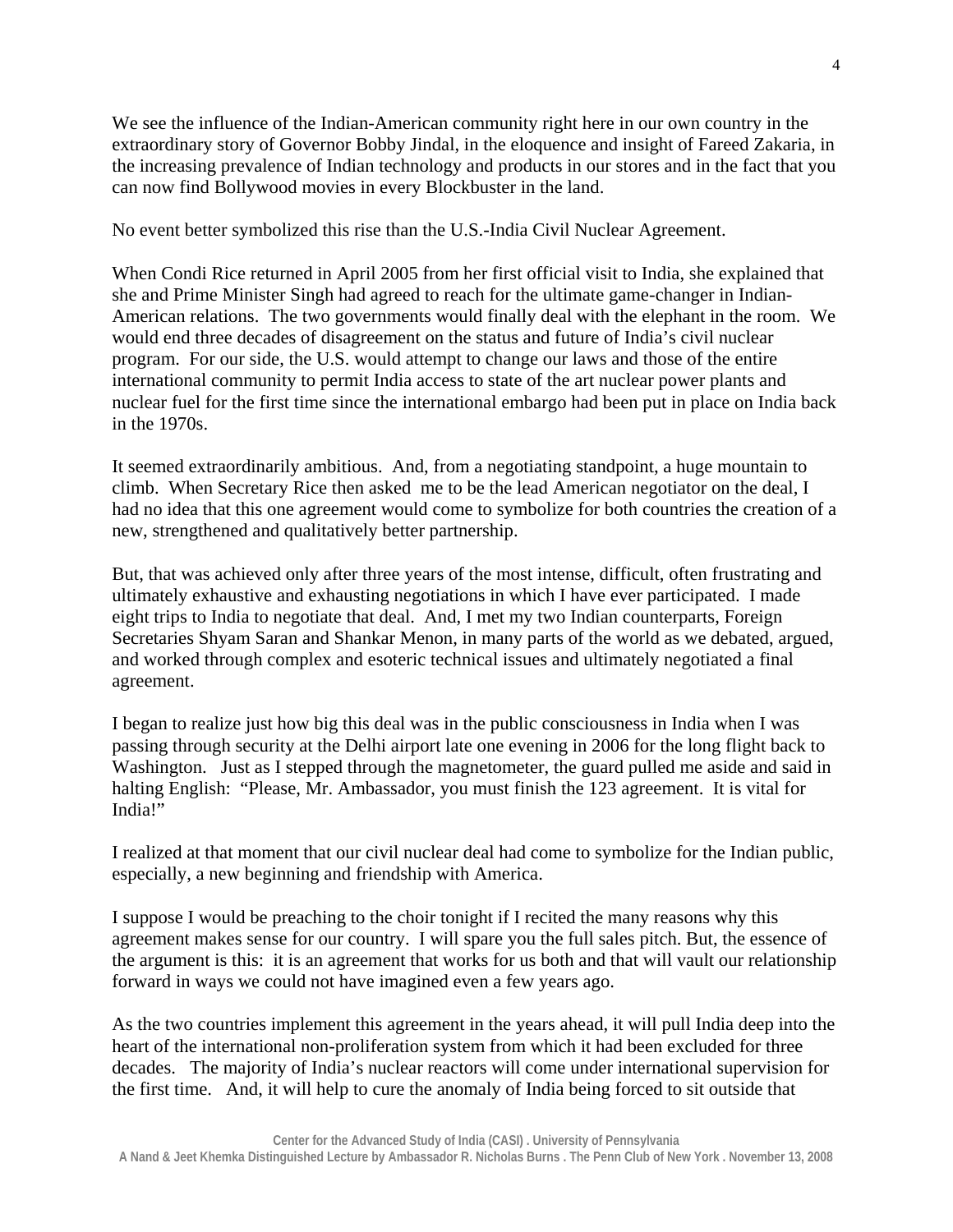We see the influence of the Indian-American community right here in our own country in the extraordinary story of Governor Bobby Jindal, in the eloquence and insight of Fareed Zakaria, in the increasing prevalence of Indian technology and products in our stores and in the fact that you can now find Bollywood movies in every Blockbuster in the land.

No event better symbolized this rise than the U.S.-India Civil Nuclear Agreement.

When Condi Rice returned in April 2005 from her first official visit to India, she explained that she and Prime Minister Singh had agreed to reach for the ultimate game-changer in Indian-American relations. The two governments would finally deal with the elephant in the room. We would end three decades of disagreement on the status and future of India's civil nuclear program. For our side, the U.S. would attempt to change our laws and those of the entire international community to permit India access to state of the art nuclear power plants and nuclear fuel for the first time since the international embargo had been put in place on India back in the 1970s.

It seemed extraordinarily ambitious. And, from a negotiating standpoint, a huge mountain to climb. When Secretary Rice then asked me to be the lead American negotiator on the deal, I had no idea that this one agreement would come to symbolize for both countries the creation of a new, strengthened and qualitatively better partnership.

But, that was achieved only after three years of the most intense, difficult, often frustrating and ultimately exhaustive and exhausting negotiations in which I have ever participated. I made eight trips to India to negotiate that deal. And, I met my two Indian counterparts, Foreign Secretaries Shyam Saran and Shankar Menon, in many parts of the world as we debated, argued, and worked through complex and esoteric technical issues and ultimately negotiated a final agreement.

I began to realize just how big this deal was in the public consciousness in India when I was passing through security at the Delhi airport late one evening in 2006 for the long flight back to Washington. Just as I stepped through the magnetometer, the guard pulled me aside and said in halting English: "Please, Mr. Ambassador, you must finish the 123 agreement. It is vital for India!"

I realized at that moment that our civil nuclear deal had come to symbolize for the Indian public, especially, a new beginning and friendship with America.

I suppose I would be preaching to the choir tonight if I recited the many reasons why this agreement makes sense for our country. I will spare you the full sales pitch. But, the essence of the argument is this: it is an agreement that works for us both and that will vault our relationship forward in ways we could not have imagined even a few years ago.

As the two countries implement this agreement in the years ahead, it will pull India deep into the heart of the international non-proliferation system from which it had been excluded for three decades. The majority of India's nuclear reactors will come under international supervision for the first time. And, it will help to cure the anomaly of India being forced to sit outside that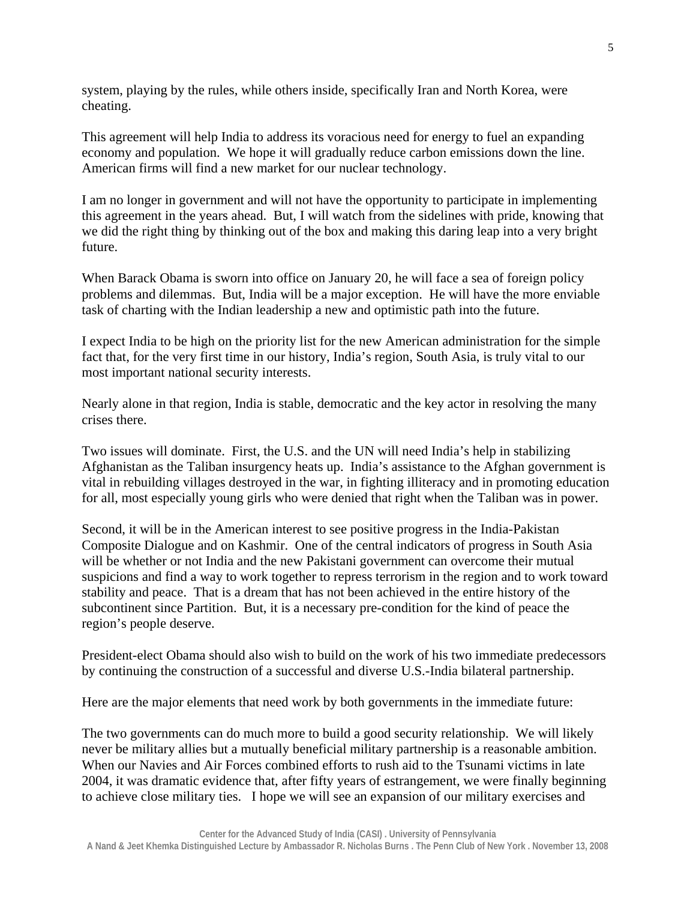system, playing by the rules, while others inside, specifically Iran and North Korea, were cheating.

This agreement will help India to address its voracious need for energy to fuel an expanding economy and population. We hope it will gradually reduce carbon emissions down the line. American firms will find a new market for our nuclear technology.

I am no longer in government and will not have the opportunity to participate in implementing this agreement in the years ahead. But, I will watch from the sidelines with pride, knowing that we did the right thing by thinking out of the box and making this daring leap into a very bright future.

When Barack Obama is sworn into office on January 20, he will face a sea of foreign policy problems and dilemmas. But, India will be a major exception. He will have the more enviable task of charting with the Indian leadership a new and optimistic path into the future.

I expect India to be high on the priority list for the new American administration for the simple fact that, for the very first time in our history, India's region, South Asia, is truly vital to our most important national security interests.

Nearly alone in that region, India is stable, democratic and the key actor in resolving the many crises there.

Two issues will dominate. First, the U.S. and the UN will need India's help in stabilizing Afghanistan as the Taliban insurgency heats up. India's assistance to the Afghan government is vital in rebuilding villages destroyed in the war, in fighting illiteracy and in promoting education for all, most especially young girls who were denied that right when the Taliban was in power.

Second, it will be in the American interest to see positive progress in the India-Pakistan Composite Dialogue and on Kashmir. One of the central indicators of progress in South Asia will be whether or not India and the new Pakistani government can overcome their mutual suspicions and find a way to work together to repress terrorism in the region and to work toward stability and peace. That is a dream that has not been achieved in the entire history of the subcontinent since Partition. But, it is a necessary pre-condition for the kind of peace the region's people deserve.

President-elect Obama should also wish to build on the work of his two immediate predecessors by continuing the construction of a successful and diverse U.S.-India bilateral partnership.

Here are the major elements that need work by both governments in the immediate future:

The two governments can do much more to build a good security relationship. We will likely never be military allies but a mutually beneficial military partnership is a reasonable ambition. When our Navies and Air Forces combined efforts to rush aid to the Tsunami victims in late 2004, it was dramatic evidence that, after fifty years of estrangement, we were finally beginning to achieve close military ties. I hope we will see an expansion of our military exercises and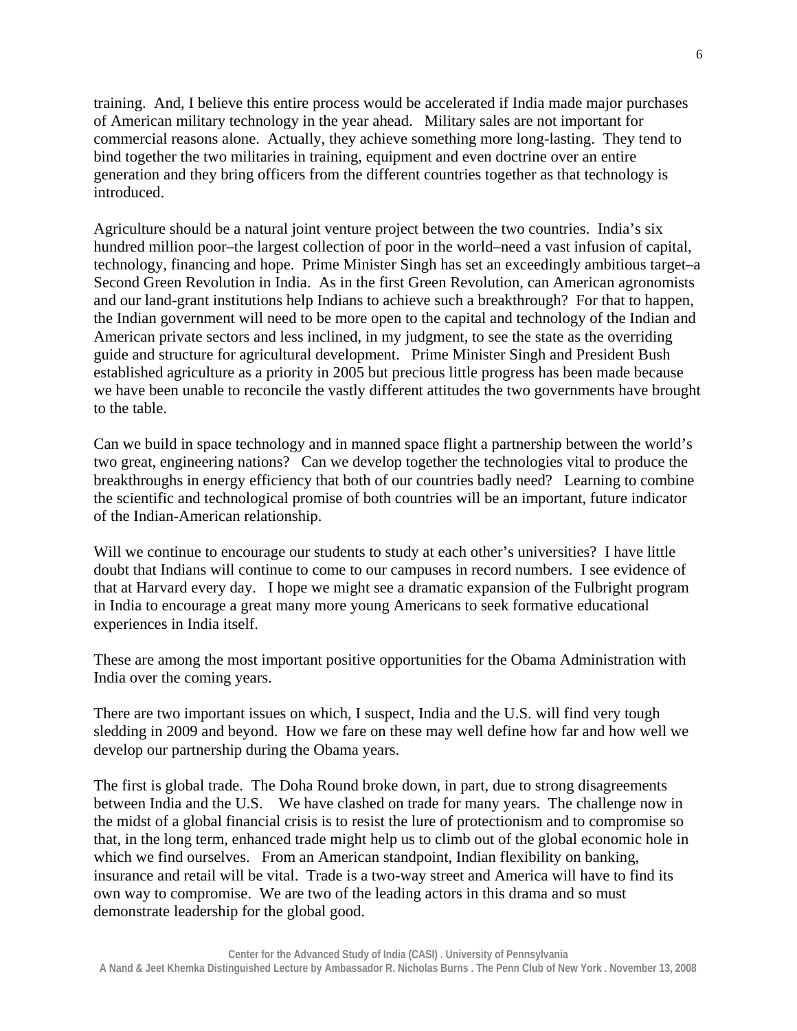training. And, I believe this entire process would be accelerated if India made major purchases of American military technology in the year ahead. Military sales are not important for commercial reasons alone. Actually, they achieve something more long-lasting. They tend to bind together the two militaries in training, equipment and even doctrine over an entire generation and they bring officers from the different countries together as that technology is introduced.

Agriculture should be a natural joint venture project between the two countries. India's six hundred million poor–the largest collection of poor in the world–need a vast infusion of capital, technology, financing and hope. Prime Minister Singh has set an exceedingly ambitious target–a Second Green Revolution in India. As in the first Green Revolution, can American agronomists and our land-grant institutions help Indians to achieve such a breakthrough? For that to happen, the Indian government will need to be more open to the capital and technology of the Indian and American private sectors and less inclined, in my judgment, to see the state as the overriding guide and structure for agricultural development. Prime Minister Singh and President Bush established agriculture as a priority in 2005 but precious little progress has been made because we have been unable to reconcile the vastly different attitudes the two governments have brought to the table.

Can we build in space technology and in manned space flight a partnership between the world's two great, engineering nations? Can we develop together the technologies vital to produce the breakthroughs in energy efficiency that both of our countries badly need? Learning to combine the scientific and technological promise of both countries will be an important, future indicator of the Indian-American relationship.

Will we continue to encourage our students to study at each other's universities? I have little doubt that Indians will continue to come to our campuses in record numbers. I see evidence of that at Harvard every day. I hope we might see a dramatic expansion of the Fulbright program in India to encourage a great many more young Americans to seek formative educational experiences in India itself.

These are among the most important positive opportunities for the Obama Administration with India over the coming years.

There are two important issues on which, I suspect, India and the U.S. will find very tough sledding in 2009 and beyond. How we fare on these may well define how far and how well we develop our partnership during the Obama years.

The first is global trade. The Doha Round broke down, in part, due to strong disagreements between India and the U.S. We have clashed on trade for many years. The challenge now in the midst of a global financial crisis is to resist the lure of protectionism and to compromise so that, in the long term, enhanced trade might help us to climb out of the global economic hole in which we find ourselves. From an American standpoint, Indian flexibility on banking, insurance and retail will be vital. Trade is a two-way street and America will have to find its own way to compromise. We are two of the leading actors in this drama and so must demonstrate leadership for the global good.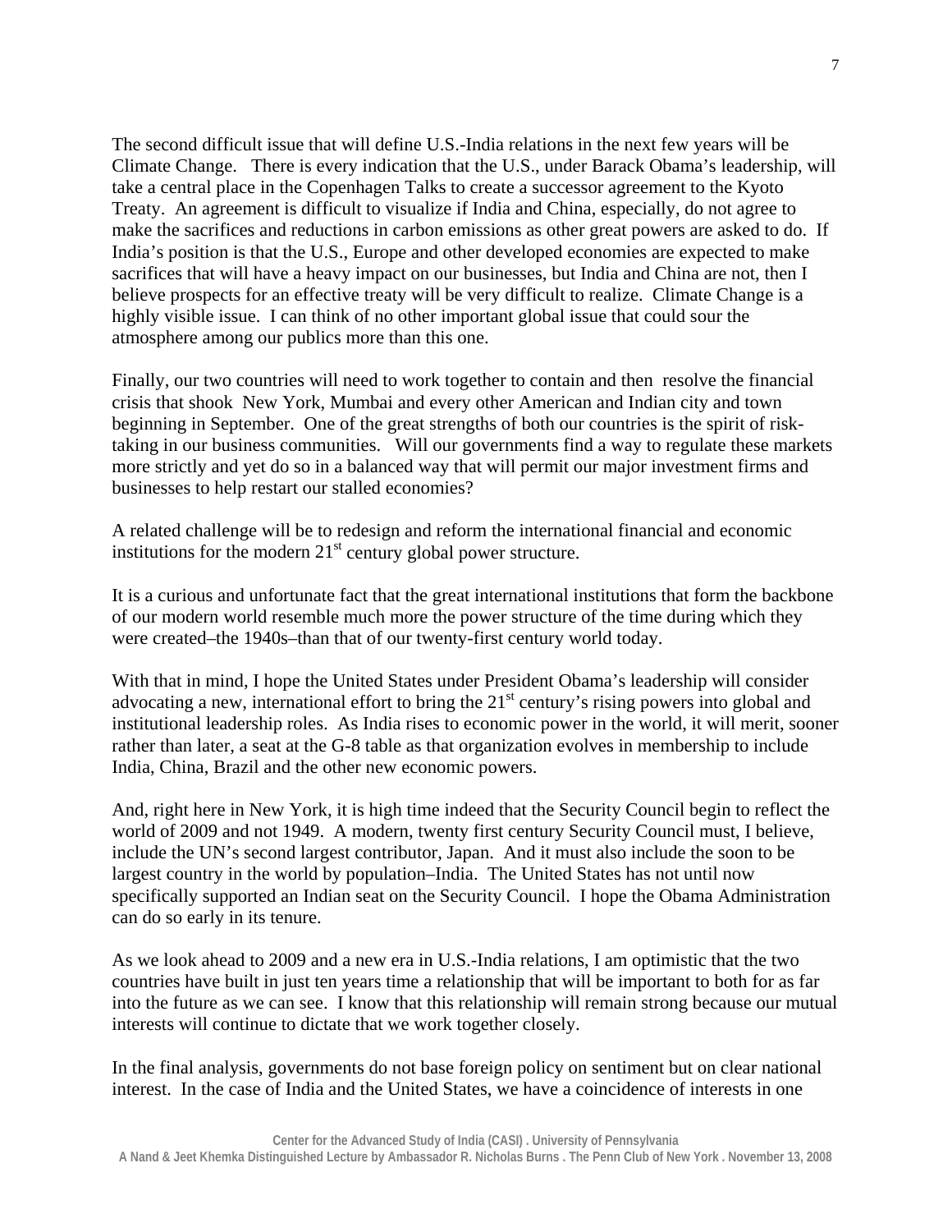The second difficult issue that will define U.S.-India relations in the next few years will be Climate Change. There is every indication that the U.S., under Barack Obama's leadership, will take a central place in the Copenhagen Talks to create a successor agreement to the Kyoto Treaty. An agreement is difficult to visualize if India and China, especially, do not agree to make the sacrifices and reductions in carbon emissions as other great powers are asked to do. If India's position is that the U.S., Europe and other developed economies are expected to make sacrifices that will have a heavy impact on our businesses, but India and China are not, then I believe prospects for an effective treaty will be very difficult to realize. Climate Change is a highly visible issue. I can think of no other important global issue that could sour the atmosphere among our publics more than this one.

Finally, our two countries will need to work together to contain and then resolve the financial crisis that shook New York, Mumbai and every other American and Indian city and town beginning in September. One of the great strengths of both our countries is the spirit of risk-taking in our business communities. Will our governments find a way to regulate these markets more strictly and yet do so in a balanced way that will permit our major investment firms and businesses to help restart our stalled economies?

A related challenge will be to redesign and reform the international financial and economic institutions for the modern 21st century global power structure.

It is a curious and unfortunate fact that the great international institutions that form the backbone of our modern world resemble much more the power structure of the time during which they were created–the 1940s–than that of our twenty-first century world today.

With that in mind, I hope the United States under President Obama's leadership will consider advocating a new, international effort to bring the 21st century's rising powers into global and institutional leadership roles. As India rises to economic power in the world, it will merit, sooner rather than later, a seat at the G-8 table as that organization evolves in membership to include India, China, Brazil and the other new economic powers.

And, right here in New York, it is high time indeed that the Security Council begin to reflect the world of 2009 and not 1949. A modern, twenty first century Security Council must, I believe, include the UN's second largest contributor, Japan. And it must also include the soon to be largest country in the world by population–India. The United States has not until now specifically supported an Indian seat on the Security Council. I hope the Obama Administration can do so early in its tenure.

As we look ahead to 2009 and a new era in U.S.-India relations, I am optimistic that the two countries have built in just ten years time a relationship that will be important to both for as far into the future as we can see. I know that this relationship will remain strong because our mutual interests will continue to dictate that we work together closely.

In the final analysis, governments do not base foreign policy on sentiment but on clear national interest. In the case of India and the United States, we have a coincidence of interests in one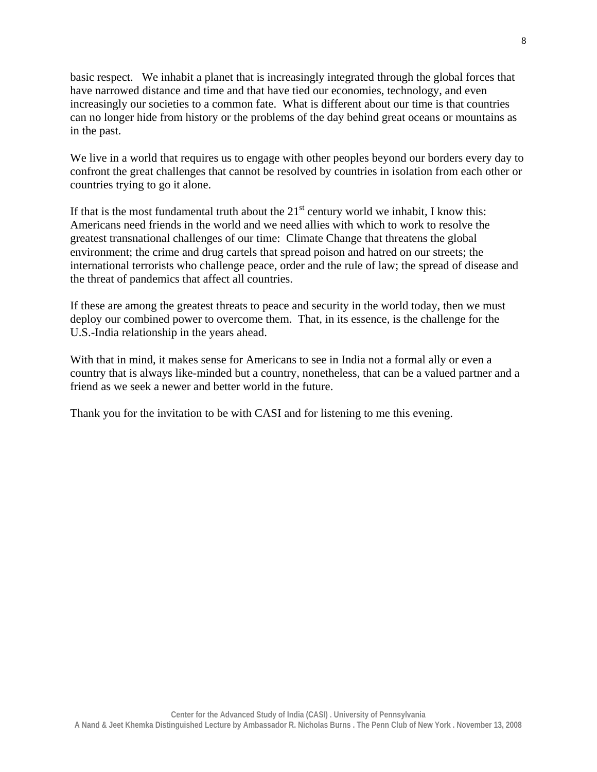basic respect. We inhabit a planet that is increasingly integrated through the global forces that have narrowed distance and time and that have tied our economies, technology, and even increasingly our societies to a common fate. What is different about our time is that countries can no longer hide from history or the problems of the day behind great oceans or mountains as in the past.

We live in a world that requires us to engage with other peoples beyond our borders every day to confront the great challenges that cannot be resolved by countries in isolation from each other or countries trying to go it alone.

If that is the most fundamental truth about the 21st century world we inhabit, I know this: Americans need friends in the world and we need allies with which to work to resolve the greatest transnational challenges of our time: Climate Change that threatens the global environment; the crime and drug cartels that spread poison and hatred on our streets; the international terrorists who challenge peace, order and the rule of law; the spread of disease and the threat of pandemics that affect all countries.

If these are among the greatest threats to peace and security in the world today, then we must deploy our combined power to overcome them. That, in its essence, is the challenge for the U.S.-India relationship in the years ahead.

With that in mind, it makes sense for Americans to see in India not a formal ally or even a country that is always like-minded but a country, nonetheless, that can be a valued partner and a friend as we seek a newer and better world in the future.

Thank you for the invitation to be with CASI and for listening to me this evening.